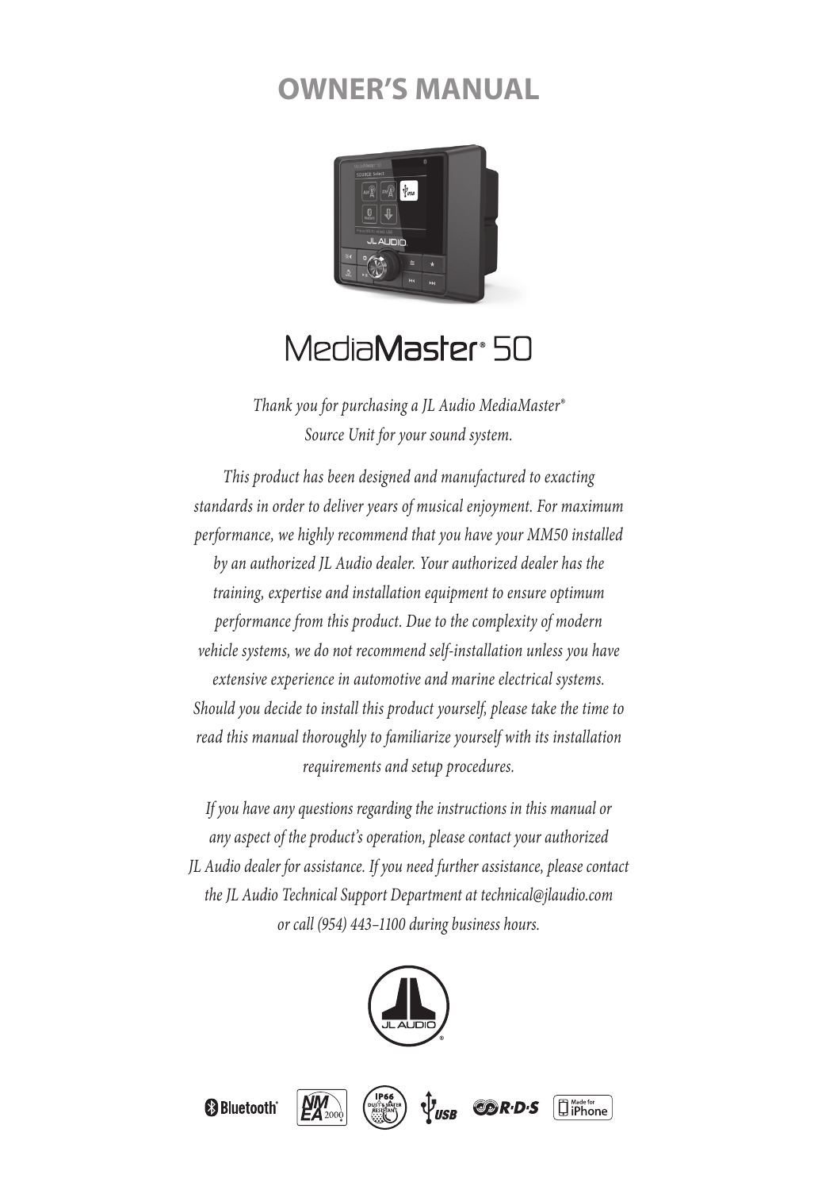# OWNER'S MANUAL

# MediaMaster® 50

*Thank you for purchasing a JL Audio MediaMaster® Source Unit for your sound system.*

*This product has been designed and manufactured to exacting standards in order to deliver years of musical enjoyment. For maximum performance, we highly recommend that you have your MM50 installed by an authorized JL Audio dealer. Your authorized dealer has the training, expertise and installation equipment to ensure optimum performance from this product. Due to the complexity of modern vehicle systems, we do not recommend self-installation unless you have extensive experience in automotive and marine electrical systems. Should you decide to install this product yourself, please take the time to read this manual thoroughly to familiarize yourself with its installation requirements and setup procedures.*

*If you have any questions regarding the instructions in this manual or any aspect of the product's operation, please contact your authorized JL Audio dealer for assistance. If you need further assistance, please contact the JL Audio Technical Support Department at technical@jlaudio.com or call (954) 443-1100 during business hours.*

Bluetooth® | NMEA 2000 | IP66 DUST & WATER RESISTANT | USB | R·D·S | Made for iPhone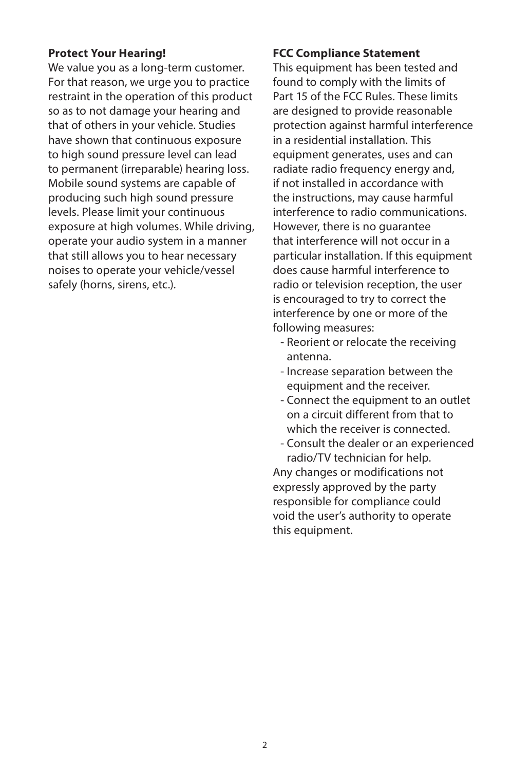**Protect Your Hearing!**

We value you as a long-term customer. For that reason, we urge you to practice restraint in the operation of this product so as to not damage your hearing and that of others in your vehicle. Studies have shown that continuous exposure to high sound pressure level can lead to permanent (irreparable) hearing loss. Mobile sound systems are capable of producing such high sound pressure levels. Please limit your continuous exposure at high volumes. While driving, operate your audio system in a manner that still allows you to hear necessary noises to operate your vehicle/vessel safely (horns, sirens, etc.).

**FCC Compliance Statement**

This equipment has been tested and found to comply with the limits of Part 15 of the FCC Rules. These limits are designed to provide reasonable protection against harmful interference in a residential installation. This equipment generates, uses and can radiate radio frequency energy and, if not installed in accordance with the instructions, may cause harmful interference to radio communications. However, there is no guarantee that interference will not occur in a particular installation. If this equipment does cause harmful interference to radio or television reception, the user is encouraged to try to correct the interference by one or more of the following measures:

- Reorient or relocate the receiving antenna.
- Increase separation between the equipment and the receiver.
- Connect the equipment to an outlet on a circuit different from that to which the receiver is connected.
- Consult the dealer or an experienced radio/TV technician for help.

Any changes or modifications not expressly approved by the party responsible for compliance could void the user's authority to operate this equipment.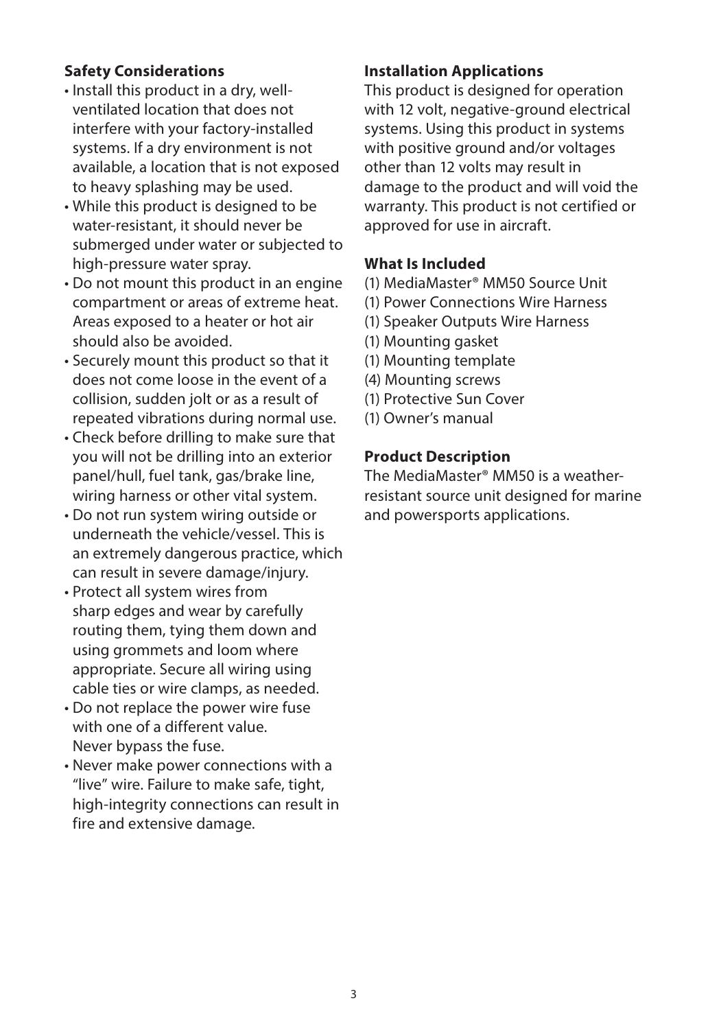## Safety Considerations

- Install this product in a dry, well-ventilated location that does not interfere with your factory-installed systems. If a dry environment is not available, a location that is not exposed to heavy splashing may be used.
- While this product is designed to be water-resistant, it should never be submerged under water or subjected to high-pressure water spray.
- Do not mount this product in an engine compartment or areas of extreme heat. Areas exposed to a heater or hot air should also be avoided.
- Securely mount this product so that it does not come loose in the event of a collision, sudden jolt or as a result of repeated vibrations during normal use.
- Check before drilling to make sure that you will not be drilling into an exterior panel/hull, fuel tank, gas/brake line, wiring harness or other vital system.
- Do not run system wiring outside or underneath the vehicle/vessel. This is an extremely dangerous practice, which can result in severe damage/injury.
- Protect all system wires from sharp edges and wear by carefully routing them, tying them down and using grommets and loom where appropriate. Secure all wiring using cable ties or wire clamps, as needed.
- Do not replace the power wire fuse with one of a different value. Never bypass the fuse.
- Never make power connections with a "live" wire. Failure to make safe, tight, high-integrity connections can result in fire and extensive damage.

## Installation Applications

This product is designed for operation with 12 volt, negative-ground electrical systems. Using this product in systems with positive ground and/or voltages other than 12 volts may result in damage to the product and will void the warranty. This product is not certified or approved for use in aircraft.

## What Is Included

(1) MediaMaster® MM50 Source Unit
(1) Power Connections Wire Harness
(1) Speaker Outputs Wire Harness
(1) Mounting gasket
(1) Mounting template
(4) Mounting screws
(1) Protective Sun Cover
(1) Owner's manual

## Product Description

The MediaMaster® MM50 is a weather-resistant source unit designed for marine and powersports applications.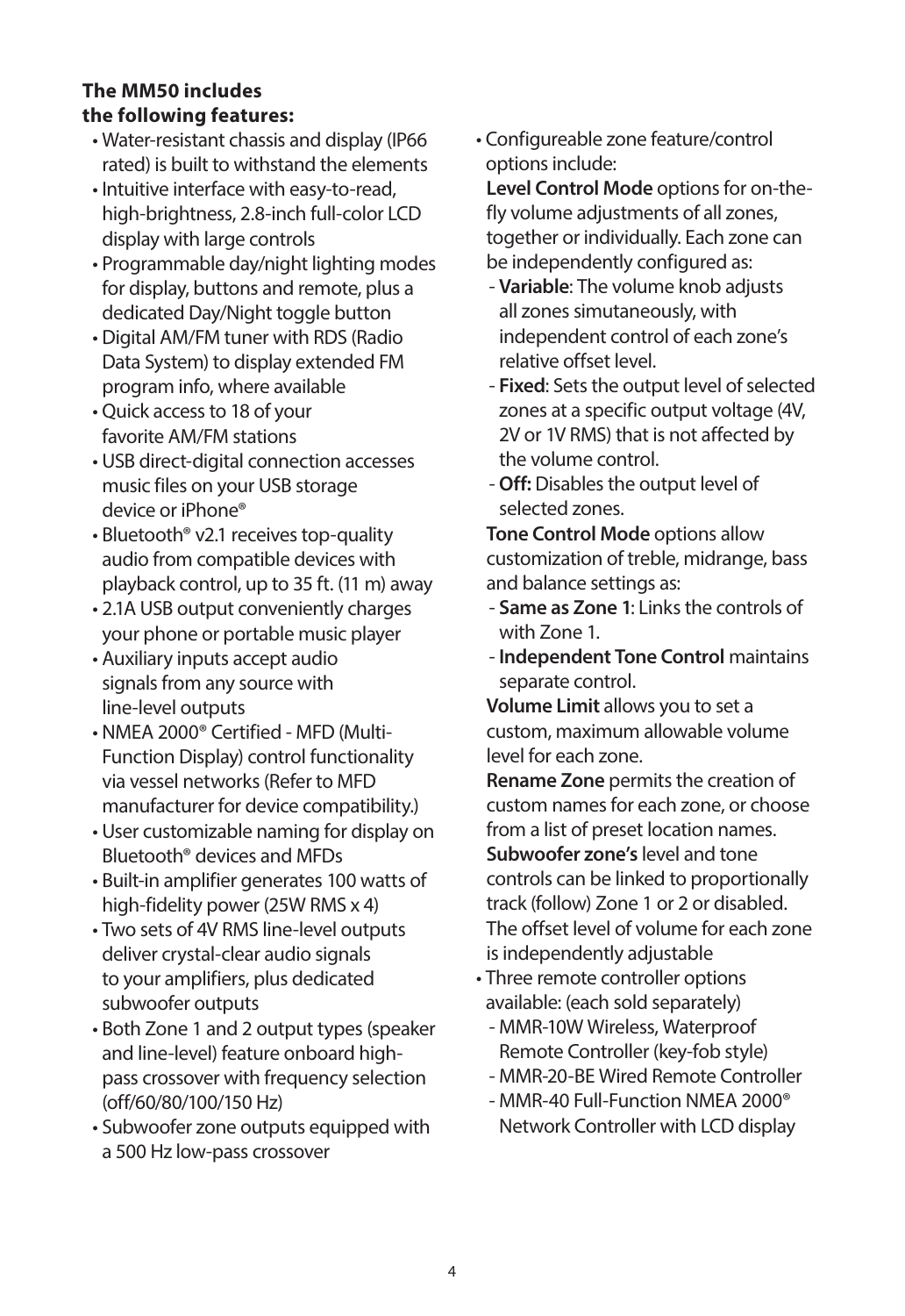**The MM50 includes the following features:**

- Water-resistant chassis and display (IP66 rated) is built to withstand the elements
- Intuitive interface with easy-to-read, high-brightness, 2.8-inch full-color LCD display with large controls
- Programmable day/night lighting modes for display, buttons and remote, plus a dedicated Day/Night toggle button
- Digital AM/FM tuner with RDS (Radio Data System) to display extended FM program info, where available
- Quick access to 18 of your favorite AM/FM stations
- USB direct-digital connection accesses music files on your USB storage device or iPhone®
- Bluetooth® v2.1 receives top-quality audio from compatible devices with playback control, up to 35 ft. (11 m) away
- 2.1A USB output conveniently charges your phone or portable music player
- Auxiliary inputs accept audio signals from any source with line-level outputs
- NMEA 2000® Certified - MFD (Multi-Function Display) control functionality via vessel networks (Refer to MFD manufacturer for device compatibility.)
- User customizable naming for display on Bluetooth® devices and MFDs
- Built-in amplifier generates 100 watts of high-fidelity power (25W RMS x 4)
- Two sets of 4V RMS line-level outputs deliver crystal-clear audio signals to your amplifiers, plus dedicated subwoofer outputs
- Both Zone 1 and 2 output types (speaker and line-level) feature onboard high-pass crossover with frequency selection (off/60/80/100/150 Hz)
- Subwoofer zone outputs equipped with a 500 Hz low-pass crossover
- Configureable zone feature/control options include:

  **Level Control Mode** options for on-the-fly volume adjustments of all zones, together or individually. Each zone can be independently configured as:
  - **Variable**: The volume knob adjusts all zones simutaneously, with independent control of each zone's relative offset level.
  - **Fixed**: Sets the output level of selected zones at a specific output voltage (4V, 2V or 1V RMS) that is not affected by the volume control.
  - **Off:** Disables the output level of selected zones.

  **Tone Control Mode** options allow customization of treble, midrange, bass and balance settings as:
  - **Same as Zone 1**: Links the controls of with Zone 1.
  - **Independent Tone Control** maintains separate control.

  **Volume Limit** allows you to set a custom, maximum allowable volume level for each zone.

  **Rename Zone** permits the creation of custom names for each zone, or choose from a list of preset location names.

  **Subwoofer zone's** level and tone controls can be linked to proportionally track (follow) Zone 1 or 2 or disabled. The offset level of volume for each zone is independently adjustable
- Three remote controller options available: (each sold separately)
  - MMR-10W Wireless, Waterproof Remote Controller (key-fob style)
  - MMR-20-BE Wired Remote Controller
  - MMR-40 Full-Function NMEA 2000® Network Controller with LCD display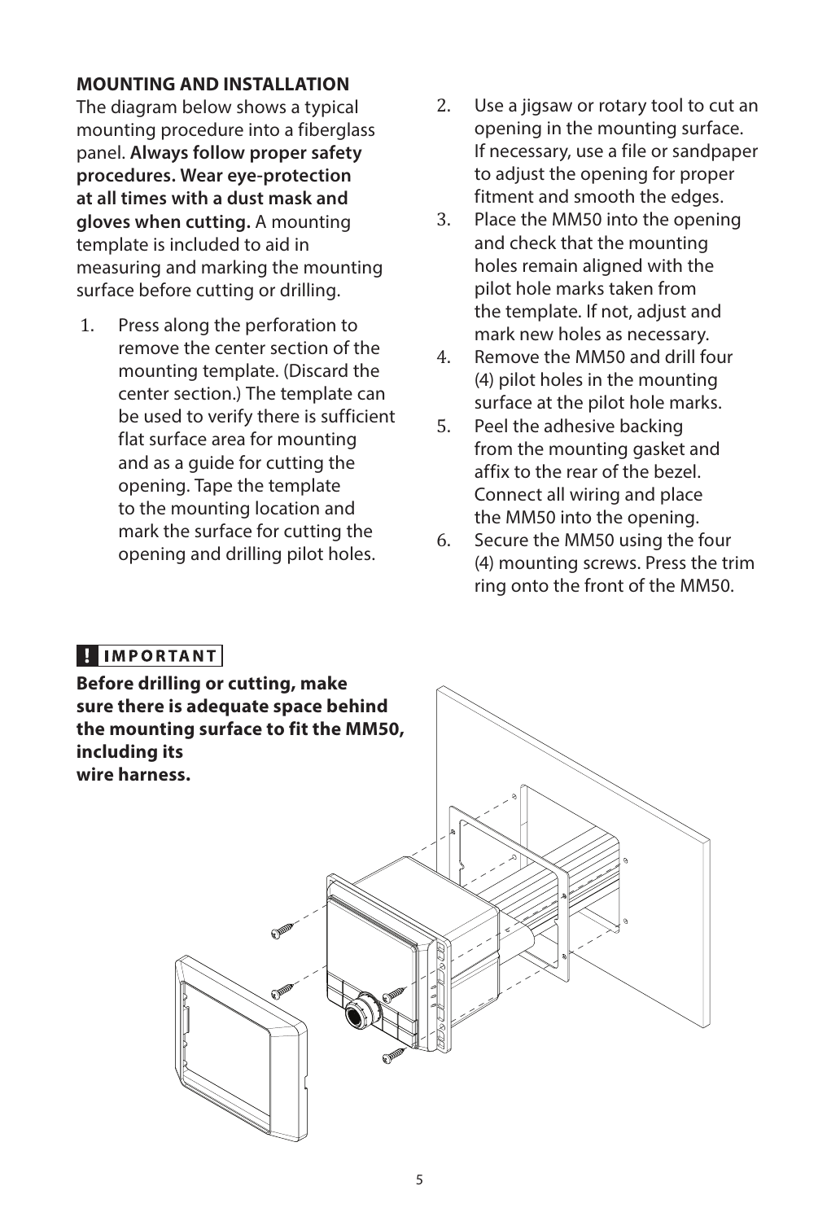## MOUNTING AND INSTALLATION

The diagram below shows a typical mounting procedure into a fiberglass panel. **Always follow proper safety procedures. Wear eye-protection at all times with a dust mask and gloves when cutting.** A mounting template is included to aid in measuring and marking the mounting surface before cutting or drilling.

1. Press along the perforation to remove the center section of the mounting template. (Discard the center section.) The template can be used to verify there is sufficient flat surface area for mounting and as a guide for cutting the opening. Tape the template to the mounting location and mark the surface for cutting the opening and drilling pilot holes.
2. Use a jigsaw or rotary tool to cut an opening in the mounting surface. If necessary, use a file or sandpaper to adjust the opening for proper fitment and smooth the edges.
3. Place the MM50 into the opening and check that the mounting holes remain aligned with the pilot hole marks taken from the template. If not, adjust and mark new holes as necessary.
4. Remove the MM50 and drill four (4) pilot holes in the mounting surface at the pilot hole marks.
5. Peel the adhesive backing from the mounting gasket and affix to the rear of the bezel. Connect all wiring and place the MM50 into the opening.
6. Secure the MM50 using the four (4) mounting screws. Press the trim ring onto the front of the MM50.

**! IMPORTANT**

**Before drilling or cutting, make sure there is adequate space behind the mounting surface to fit the MM50, including its wire harness.**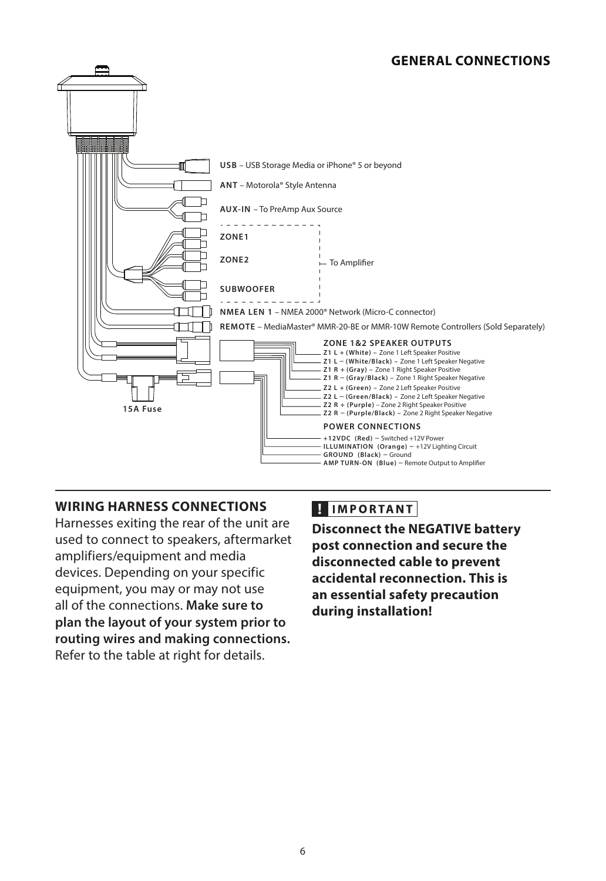## GENERAL CONNECTIONS

**USB** – USB Storage Media or iPhone® 5 or beyond

**ANT** – Motorola® Style Antenna

**AUX-IN** – To PreAmp Aux Source

**ZONE1**

**ZONE2**

**SUBWOOFER**

– To Amplifier

**NMEA LEN 1** – NMEA 2000® Network (Micro-C connector)

**REMOTE** – MediaMaster® MMR-20-BE or MMR-10W Remote Controllers (Sold Separately)

**15A Fuse**

**ZONE 1&2 SPEAKER OUTPUTS**

- **Z1 L + (White)** – Zone 1 Left Speaker Positive
- **Z1 L − (White/Black)** – Zone 1 Left Speaker Negative
- **Z1 R + (Gray)** – Zone 1 Right Speaker Positive
- **Z1 R − (Gray/Black)** – Zone 1 Right Speaker Negative
- **Z2 L + (Green)** – Zone 2 Left Speaker Positive
- **Z2 L − (Green/Black)** – Zone 2 Left Speaker Negative
- **Z2 R + (Purple)** – Zone 2 Right Speaker Positive
- **Z2 R − (Purple/Black)** – Zone 2 Right Speaker Negative

**POWER CONNECTIONS**

- **+12VDC (Red)** – Switched +12V Power
- **ILLUMINATION (Orange)** – +12V Lighting Circuit
- **GROUND (Black)** – Ground
- **AMP TURN-ON (Blue)** – Remote Output to Amplifier

## WIRING HARNESS CONNECTIONS

Harnesses exiting the rear of the unit are used to connect to speakers, aftermarket amplifiers/equipment and media devices. Depending on your specific equipment, you may or may not use all of the connections. **Make sure to plan the layout of your system prior to routing wires and making connections.** Refer to the table at right for details.

**! IMPORTANT**

**Disconnect the NEGATIVE battery post connection and secure the disconnected cable to prevent accidental reconnection. This is an essential safety precaution during installation!**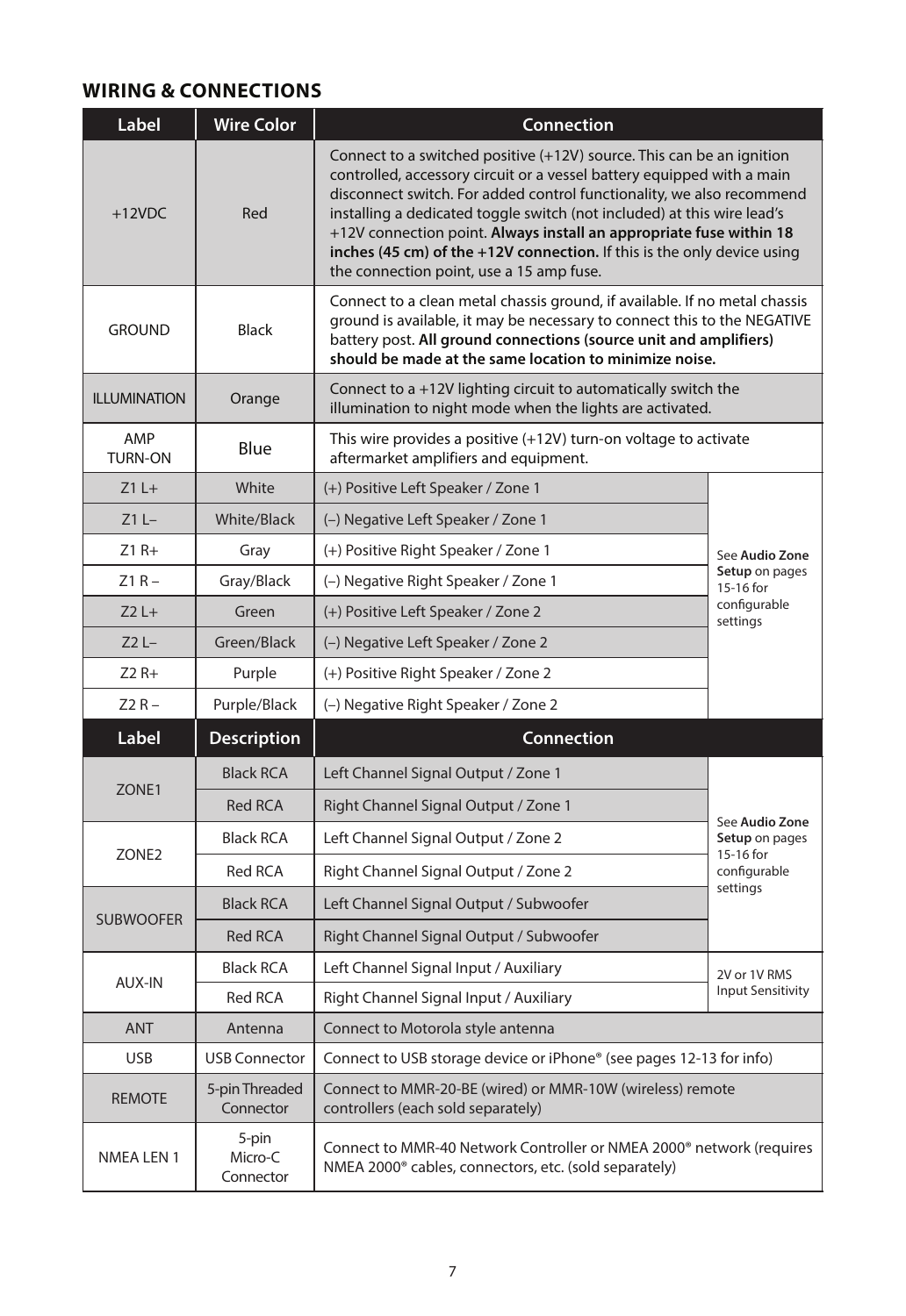## WIRING & CONNECTIONS

| Label | Wire Color | Connection | |
|---|---|---|---|
| +12VDC | Red | Connect to a switched positive (+12V) source. This can be an ignition controlled, accessory circuit or a vessel battery equipped with a main disconnect switch. For added control functionality, we also recommend installing a dedicated toggle switch (not included) at this wire lead's +12V connection point. **Always install an appropriate fuse within 18 inches (45 cm) of the +12V connection.** If this is the only device using the connection point, use a 15 amp fuse. | |
| GROUND | Black | Connect to a clean metal chassis ground, if available. If no metal chassis ground is available, it may be necessary to connect this to the NEGATIVE battery post. **All ground connections (source unit and amplifiers) should be made at the same location to minimize noise.** | |
| ILLUMINATION | Orange | Connect to a +12V lighting circuit to automatically switch the illumination to night mode when the lights are activated. | |
| AMP TURN-ON | Blue | This wire provides a positive (+12V) turn-on voltage to activate aftermarket amplifiers and equipment. | |
| Z1 L+ | White | (+) Positive Left Speaker / Zone 1 | See **Audio Zone Setup** on pages 15-16 for configurable settings |
| Z1 L– | White/Black | (–) Negative Left Speaker / Zone 1 | |
| Z1 R+ | Gray | (+) Positive Right Speaker / Zone 1 | |
| Z1 R – | Gray/Black | (–) Negative Right Speaker / Zone 1 | |
| Z2 L+ | Green | (+) Positive Left Speaker / Zone 2 | |
| Z2 L– | Green/Black | (–) Negative Left Speaker / Zone 2 | |
| Z2 R+ | Purple | (+) Positive Right Speaker / Zone 2 | |
| Z2 R – | Purple/Black | (–) Negative Right Speaker / Zone 2 | |

| Label | Description | Connection | |
|---|---|---|---|
| ZONE1 | Black RCA | Left Channel Signal Output / Zone 1 | See **Audio Zone Setup** on pages 15-16 for configurable settings |
| | Red RCA | Right Channel Signal Output / Zone 1 | |
| ZONE2 | Black RCA | Left Channel Signal Output / Zone 2 | |
| | Red RCA | Right Channel Signal Output / Zone 2 | |
| SUBWOOFER | Black RCA | Left Channel Signal Output / Subwoofer | |
| | Red RCA | Right Channel Signal Output / Subwoofer | |
| AUX-IN | Black RCA | Left Channel Signal Input / Auxiliary | 2V or 1V RMS Input Sensitivity |
| | Red RCA | Right Channel Signal Input / Auxiliary | |
| ANT | Antenna | Connect to Motorola style antenna | |
| USB | USB Connector | Connect to USB storage device or iPhone® (see pages 12-13 for info) | |
| REMOTE | 5-pin Threaded Connector | Connect to MMR-20-BE (wired) or MMR-10W (wireless) remote controllers (each sold separately) | |
| NMEA LEN 1 | 5-pin Micro-C Connector | Connect to MMR-40 Network Controller or NMEA 2000® network (requires NMEA 2000® cables, connectors, etc. (sold separately) | |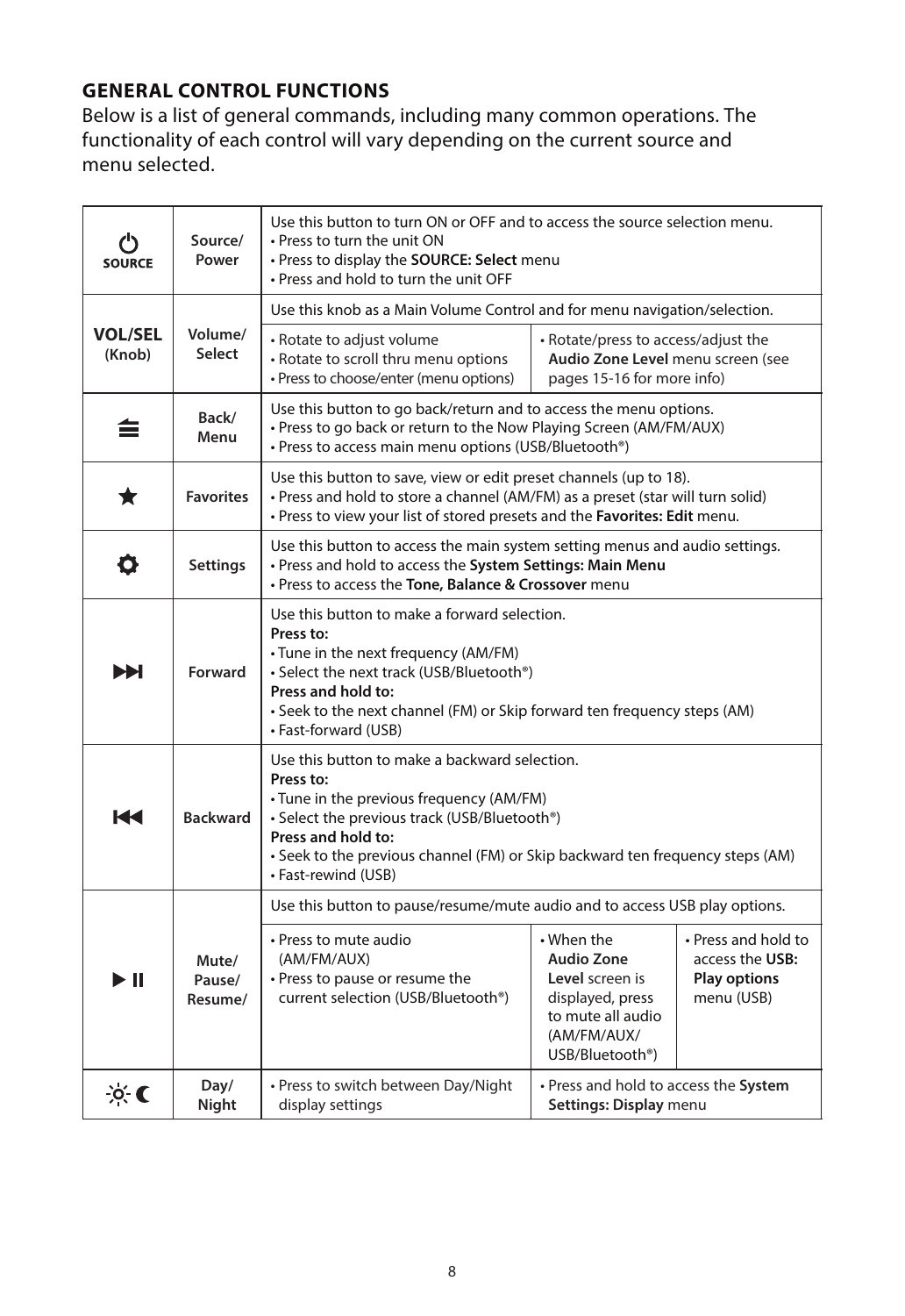## GENERAL CONTROL FUNCTIONS

Below is a list of general commands, including many common operations. The functionality of each control will vary depending on the current source and menu selected.

| Icon | Control | Description | | |
|---|---|---|---|---|
| ⏻ SOURCE | Source/ Power | Use this button to turn ON or OFF and to access the source selection menu.<br>• Press to turn the unit ON<br>• Press to display the **SOURCE: Select** menu<br>• Press and hold to turn the unit OFF | | |
| **VOL/SEL** (Knob) | Volume/ Select | Use this knob as a Main Volume Control and for menu navigation/selection. | | |
| | | • Rotate to adjust volume<br>• Rotate to scroll thru menu options<br>• Press to choose/enter (menu options) | • Rotate/press to access/adjust the **Audio Zone Level** menu screen (see pages 15-16 for more info) | |
| ≘ | Back/ Menu | Use this button to go back/return and to access the menu options.<br>• Press to go back or return to the Now Playing Screen (AM/FM/AUX)<br>• Press to access main menu options (USB/Bluetooth®) | | |
| ★ | Favorites | Use this button to save, view or edit preset channels (up to 18).<br>• Press and hold to store a channel (AM/FM) as a preset (star will turn solid)<br>• Press to view your list of stored presets and the **Favorites: Edit** menu. | | |
| ⚙ | Settings | Use this button to access the main system setting menus and audio settings.<br>• Press and hold to access the **System Settings: Main Menu**<br>• Press to access the **Tone, Balance & Crossover** menu | | |
| ⏭ | Forward | Use this button to make a forward selection.<br>**Press to:**<br>• Tune in the next frequency (AM/FM)<br>• Select the next track (USB/Bluetooth®)<br>**Press and hold to:**<br>• Seek to the next channel (FM) or Skip forward ten frequency steps (AM)<br>• Fast-forward (USB) | | |
| ⏮ | Backward | Use this button to make a backward selection.<br>**Press to:**<br>• Tune in the previous frequency (AM/FM)<br>• Select the previous track (USB/Bluetooth®)<br>**Press and hold to:**<br>• Seek to the previous channel (FM) or Skip backward ten frequency steps (AM)<br>• Fast-rewind (USB) | | |
| ▶ ⏸ | Mute/ Pause/ Resume/ | Use this button to pause/resume/mute audio and to access USB play options. | | |
| | | • Press to mute audio (AM/FM/AUX)<br>• Press to pause or resume the current selection (USB/Bluetooth®) | • When the **Audio Zone Level** screen is displayed, press to mute all audio (AM/FM/AUX/ USB/Bluetooth®) | • Press and hold to access the **USB: Play options** menu (USB) |
| ☼ ☾ | Day/ Night | • Press to switch between Day/Night display settings | • Press and hold to access the **System Settings: Display** menu | |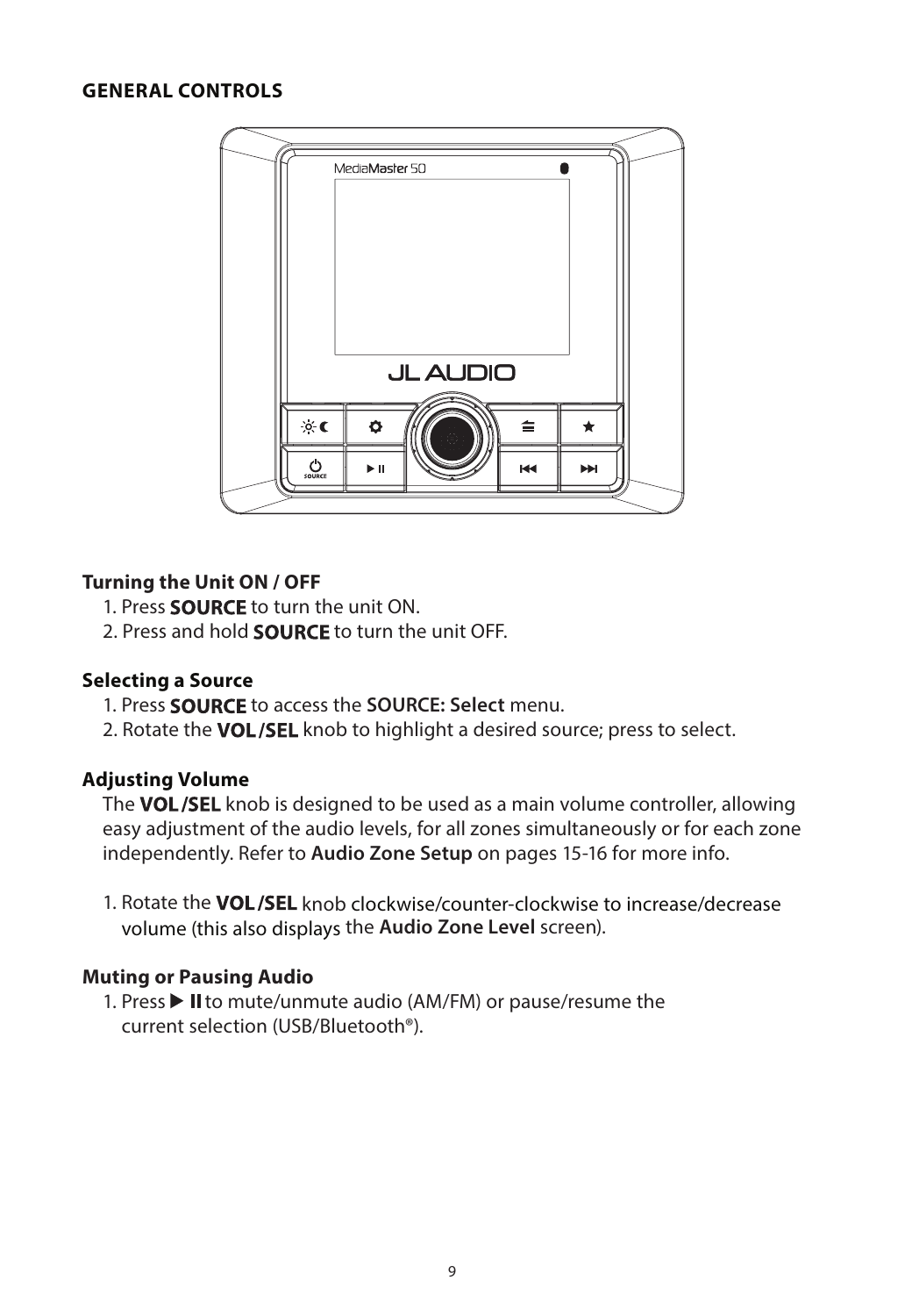## GENERAL CONTROLS

**Turning the Unit ON / OFF**

1. Press **SOURCE** to turn the unit ON.
2. Press and hold **SOURCE** to turn the unit OFF.

**Selecting a Source**

1. Press **SOURCE** to access the **SOURCE: Select** menu.
2. Rotate the **VOL/SEL** knob to highlight a desired source; press to select.

**Adjusting Volume**

The **VOL/SEL** knob is designed to be used as a main volume controller, allowing easy adjustment of the audio levels, for all zones simultaneously or for each zone independently. Refer to **Audio Zone Setup** on pages 15-16 for more info.

1. Rotate the **VOL/SEL** knob clockwise/counter-clockwise to increase/decrease volume (this also displays the **Audio Zone Level** screen).

**Muting or Pausing Audio**

1. Press ▶ II to mute/unmute audio (AM/FM) or pause/resume the current selection (USB/Bluetooth®).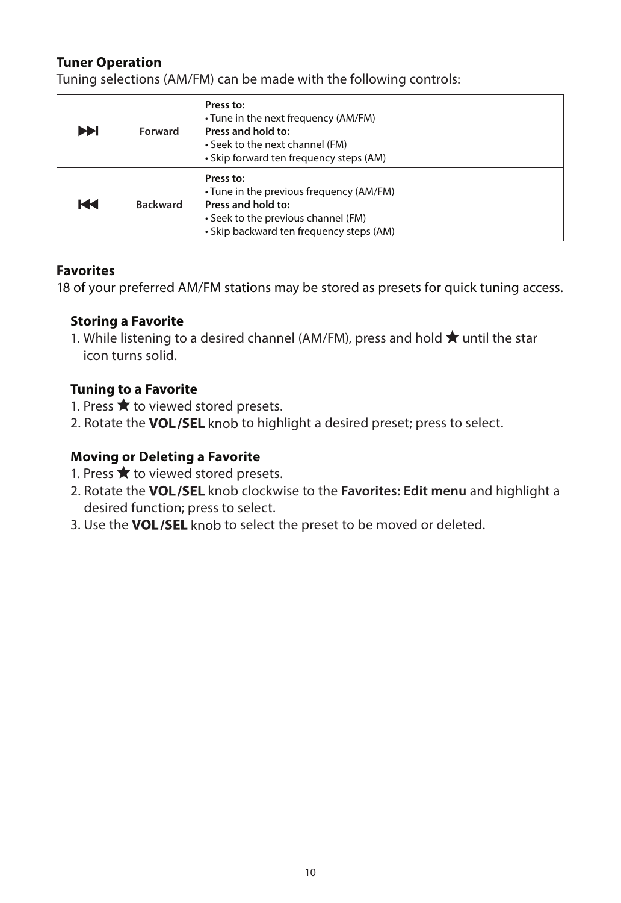## Tuner Operation

Tuning selections (AM/FM) can be made with the following controls:

| | | |
|---|---|---|
| ⏭ | Forward | **Press to:**<br>• Tune in the next frequency (AM/FM)<br>**Press and hold to:**<br>• Seek to the next channel (FM)<br>• Skip forward ten frequency steps (AM) |
| ⏮ | Backward | **Press to:**<br>• Tune in the previous frequency (AM/FM)<br>**Press and hold to:**<br>• Seek to the previous channel (FM)<br>• Skip backward ten frequency steps (AM) |

## Favorites

18 of your preferred AM/FM stations may be stored as presets for quick tuning access.

### Storing a Favorite

1. While listening to a desired channel (AM/FM), press and hold ★ until the star icon turns solid.

### Tuning to a Favorite

1. Press ★ to viewed stored presets.
2. Rotate the **VOL/SEL** knob to highlight a desired preset; press to select.

### Moving or Deleting a Favorite

1. Press ★ to viewed stored presets.
2. Rotate the **VOL/SEL** knob clockwise to the **Favorites: Edit menu** and highlight a desired function; press to select.
3. Use the **VOL/SEL** knob to select the preset to be moved or deleted.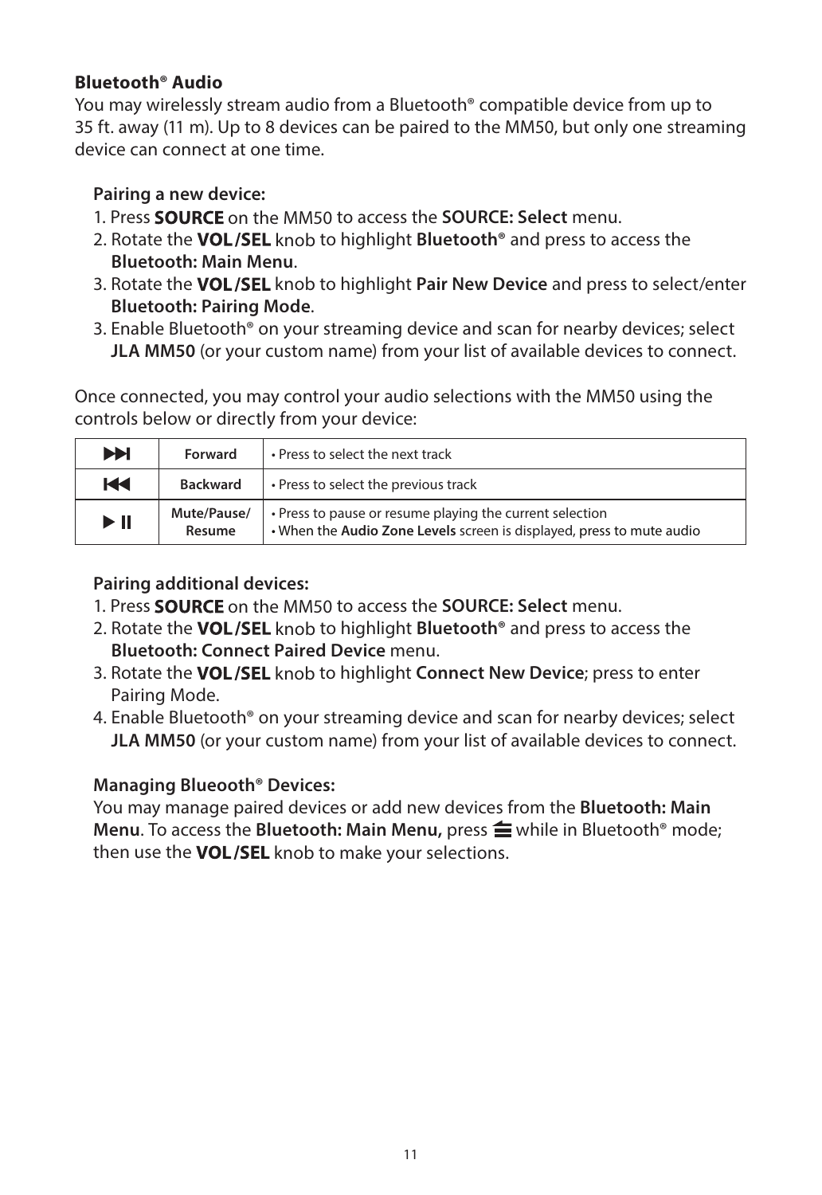## Bluetooth® Audio

You may wirelessly stream audio from a Bluetooth® compatible device from up to 35 ft. away (11 m). Up to 8 devices can be paired to the MM50, but only one streaming device can connect at one time.

### Pairing a new device:

1. Press **SOURCE** on the MM50 to access the **SOURCE: Select** menu.
2. Rotate the **VOL/SEL** knob to highlight **Bluetooth®** and press to access the **Bluetooth: Main Menu**.
3. Rotate the **VOL/SEL** knob to highlight **Pair New Device** and press to select/enter **Bluetooth: Pairing Mode**.
3. Enable Bluetooth® on your streaming device and scan for nearby devices; select **JLA MM50** (or your custom name) from your list of available devices to connect.

Once connected, you may control your audio selections with the MM50 using the controls below or directly from your device:

| ⏭ | Forward | • Press to select the next track |
|---|---|---|
| ⏮ | Backward | • Press to select the previous track |
| ▶ II | Mute/Pause/ Resume | • Press to pause or resume playing the current selection<br>• When the **Audio Zone Levels** screen is displayed, press to mute audio |

### Pairing additional devices:

1. Press **SOURCE** on the MM50 to access the **SOURCE: Select** menu.
2. Rotate the **VOL/SEL** knob to highlight **Bluetooth®** and press to access the **Bluetooth: Connect Paired Device** menu.
3. Rotate the **VOL/SEL** knob to highlight **Connect New Device**; press to enter Pairing Mode.
4. Enable Bluetooth® on your streaming device and scan for nearby devices; select **JLA MM50** (or your custom name) from your list of available devices to connect.

### Managing Blueooth® Devices:

You may manage paired devices or add new devices from the **Bluetooth: Main Menu**. To access the **Bluetooth: Main Menu,** press ⏏ while in Bluetooth® mode; then use the **VOL/SEL** knob to make your selections.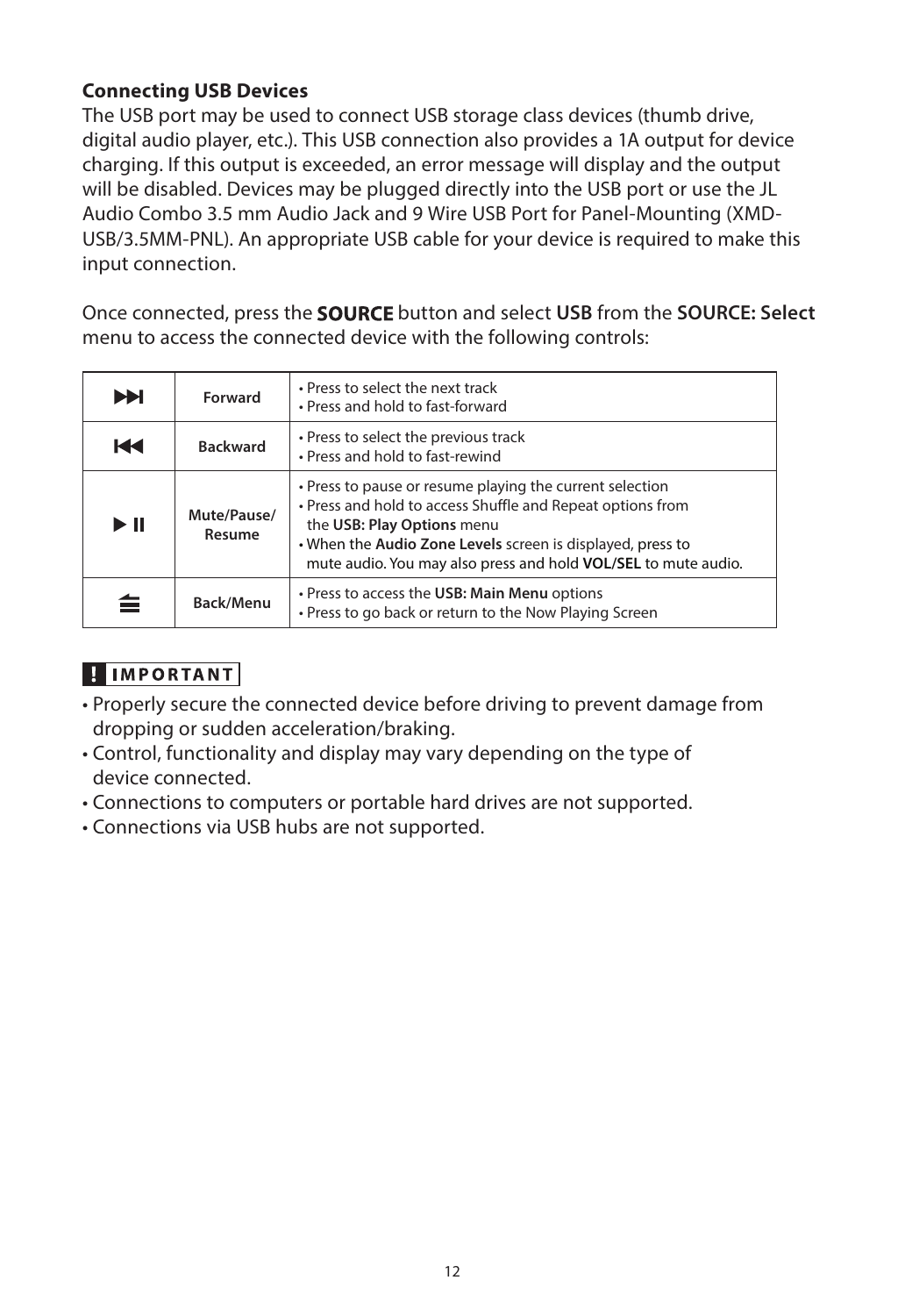### Connecting USB Devices

The USB port may be used to connect USB storage class devices (thumb drive, digital audio player, etc.). This USB connection also provides a 1A output for device charging. If this output is exceeded, an error message will display and the output will be disabled. Devices may be plugged directly into the USB port or use the JL Audio Combo 3.5 mm Audio Jack and 9 Wire USB Port for Panel-Mounting (XMD-USB/3.5MM-PNL). An appropriate USB cable for your device is required to make this input connection.

Once connected, press the **SOURCE** button and select **USB** from the **SOURCE: Select** menu to access the connected device with the following controls:

| | | |
|---|---|---|
| ⏭ | **Forward** | • Press to select the next track<br>• Press and hold to fast-forward |
| ⏮ | **Backward** | • Press to select the previous track<br>• Press and hold to fast-rewind |
| ▶ II | **Mute/Pause/ Resume** | • Press to pause or resume playing the current selection<br>• Press and hold to access Shuffle and Repeat options from the **USB: Play Options** menu<br>• When the **Audio Zone Levels** screen is displayed, press to mute audio. You may also press and hold **VOL/SEL** to mute audio. |
| ≘ | **Back/Menu** | • Press to access the **USB: Main Menu** options<br>• Press to go back or return to the Now Playing Screen |

**! IMPORTANT**

- Properly secure the connected device before driving to prevent damage from dropping or sudden acceleration/braking.
- Control, functionality and display may vary depending on the type of device connected.
- Connections to computers or portable hard drives are not supported.
- Connections via USB hubs are not supported.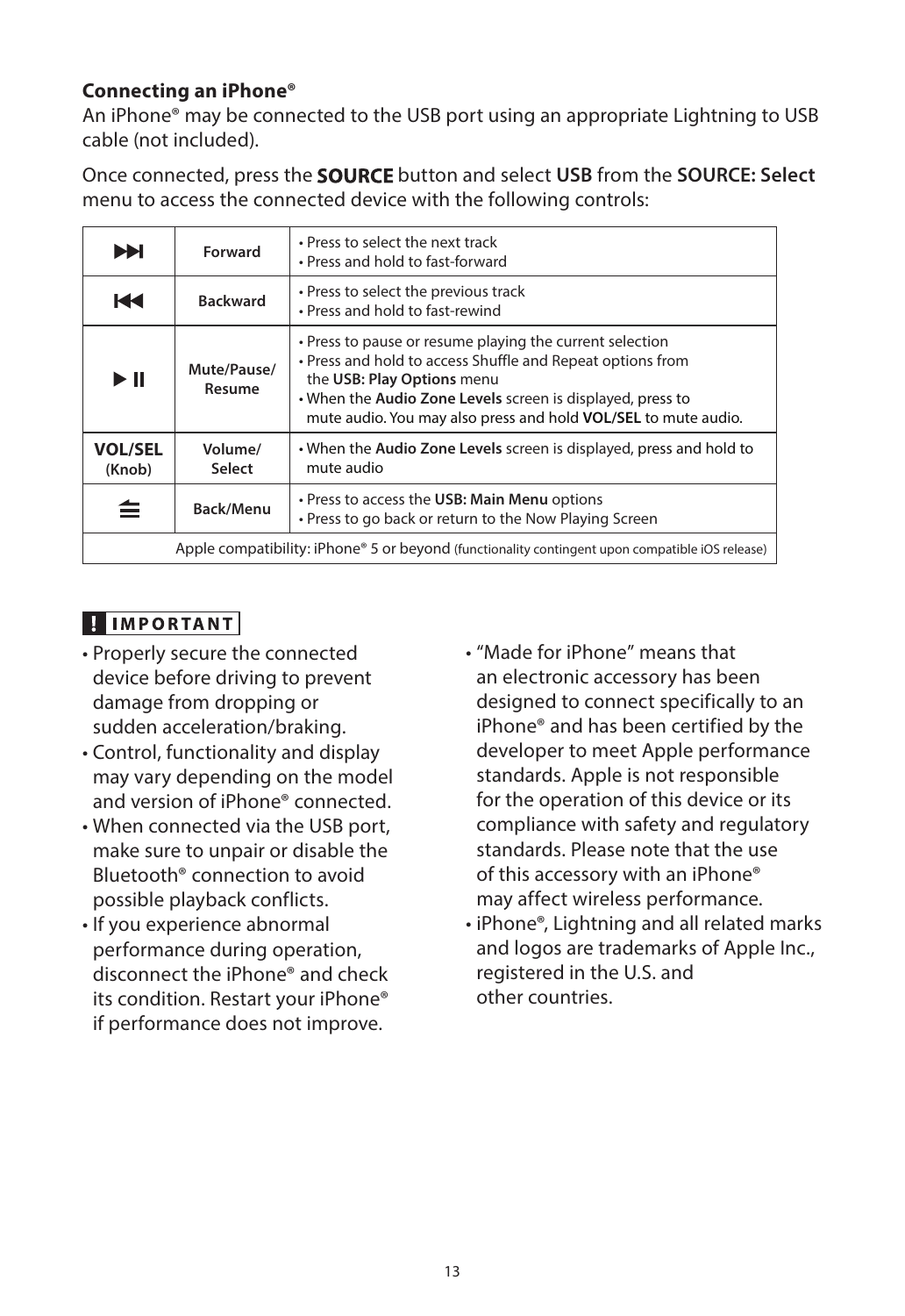### Connecting an iPhone®

An iPhone® may be connected to the USB port using an appropriate Lightning to USB cable (not included).

Once connected, press the **SOURCE** button and select **USB** from the **SOURCE: Select** menu to access the connected device with the following controls:

| | | |
|---|---|---|
| ⏭ | **Forward** | • Press to select the next track<br>• Press and hold to fast-forward |
| ⏮ | **Backward** | • Press to select the previous track<br>• Press and hold to fast-rewind |
| ▶ ❚❚ | **Mute/Pause/ Resume** | • Press to pause or resume playing the current selection<br>• Press and hold to access Shuffle and Repeat options from the **USB: Play Options** menu<br>• When the **Audio Zone Levels** screen is displayed, press to mute audio. You may also press and hold **VOL/SEL** to mute audio. |
| **VOL/SEL (Knob)** | **Volume/ Select** | • When the **Audio Zone Levels** screen is displayed, press and hold to mute audio |
| ⏏ | **Back/Menu** | • Press to access the **USB: Main Menu** options<br>• Press to go back or return to the Now Playing Screen |
| Apple compatibility: iPhone® 5 or beyond (functionality contingent upon compatible iOS release) | | |

**! IMPORTANT**

- Properly secure the connected device before driving to prevent damage from dropping or sudden acceleration/braking.
- Control, functionality and display may vary depending on the model and version of iPhone® connected.
- When connected via the USB port, make sure to unpair or disable the Bluetooth® connection to avoid possible playback conflicts.
- If you experience abnormal performance during operation, disconnect the iPhone® and check its condition. Restart your iPhone® if performance does not improve.
- "Made for iPhone" means that an electronic accessory has been designed to connect specifically to an iPhone® and has been certified by the developer to meet Apple performance standards. Apple is not responsible for the operation of this device or its compliance with safety and regulatory standards. Please note that the use of this accessory with an iPhone® may affect wireless performance.
- iPhone®, Lightning and all related marks and logos are trademarks of Apple Inc., registered in the U.S. and other countries.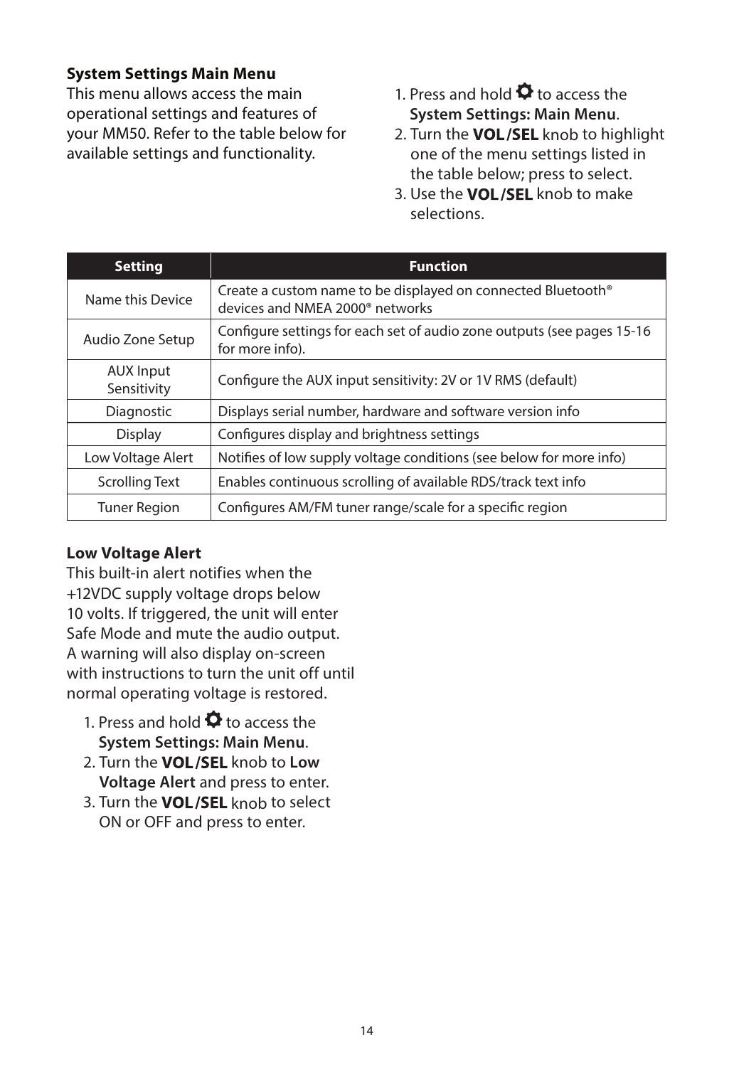### System Settings Main Menu

This menu allows access the main operational settings and features of your MM50. Refer to the table below for available settings and functionality.

1. Press and hold ⚙ to access the **System Settings: Main Menu**.
2. Turn the **VOL/SEL** knob to highlight one of the menu settings listed in the table below; press to select.
3. Use the **VOL/SEL** knob to make selections.

| Setting | Function |
| --- | --- |
| Name this Device | Create a custom name to be displayed on connected Bluetooth® devices and NMEA 2000® networks |
| Audio Zone Setup | Configure settings for each set of audio zone outputs (see pages 15-16 for more info). |
| AUX Input Sensitivity | Configure the AUX input sensitivity: 2V or 1V RMS (default) |
| Diagnostic | Displays serial number, hardware and software version info |
| Display | Configures display and brightness settings |
| Low Voltage Alert | Notifies of low supply voltage conditions (see below for more info) |
| Scrolling Text | Enables continuous scrolling of available RDS/track text info |
| Tuner Region | Configures AM/FM tuner range/scale for a specific region |

### Low Voltage Alert

This built-in alert notifies when the +12VDC supply voltage drops below 10 volts. If triggered, the unit will enter Safe Mode and mute the audio output. A warning will also display on-screen with instructions to turn the unit off until normal operating voltage is restored.

1. Press and hold ⚙ to access the **System Settings: Main Menu**.
2. Turn the **VOL/SEL** knob to **Low Voltage Alert** and press to enter.
3. Turn the **VOL/SEL** knob to select ON or OFF and press to enter.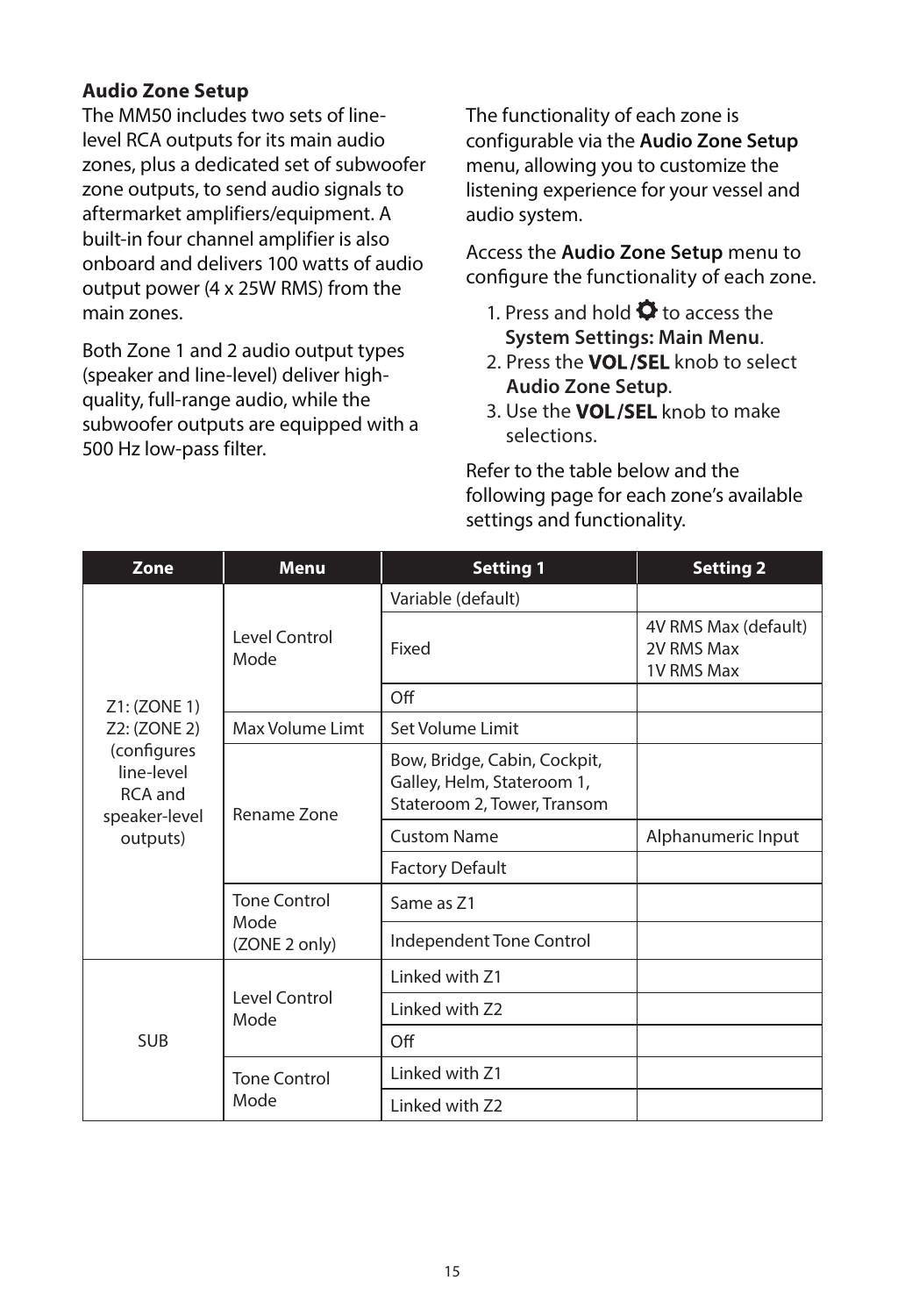### Audio Zone Setup

The MM50 includes two sets of line-level RCA outputs for its main audio zones, plus a dedicated set of subwoofer zone outputs, to send audio signals to aftermarket amplifiers/equipment. A built-in four channel amplifier is also onboard and delivers 100 watts of audio output power (4 x 25W RMS) from the main zones.

Both Zone 1 and 2 audio output types (speaker and line-level) deliver high-quality, full-range audio, while the subwoofer outputs are equipped with a 500 Hz low-pass filter.

The functionality of each zone is configurable via the **Audio Zone Setup** menu, allowing you to customize the listening experience for your vessel and audio system.

Access the **Audio Zone Setup** menu to configure the functionality of each zone.

1. Press and hold ⚙ to access the **System Settings: Main Menu**.
2. Press the **VOL/SEL** knob to select **Audio Zone Setup**.
3. Use the **VOL/SEL** knob to make selections.

Refer to the table below and the following page for each zone's available settings and functionality.

| Zone | Menu | Setting 1 | Setting 2 |
|---|---|---|---|
| Z1: (ZONE 1) Z2: (ZONE 2) (configures line-level RCA and speaker-level outputs) | Level Control Mode | Variable (default) | |
| | | Fixed | 4V RMS Max (default) 2V RMS Max 1V RMS Max |
| | | Off | |
| | Max Volume Limt | Set Volume Limit | |
| | Rename Zone | Bow, Bridge, Cabin, Cockpit, Galley, Helm, Stateroom 1, Stateroom 2, Tower, Transom | |
| | | Custom Name | Alphanumeric Input |
| | | Factory Default | |
| | Tone Control Mode (ZONE 2 only) | Same as Z1 | |
| | | Independent Tone Control | |
| SUB | Level Control Mode | Linked with Z1 | |
| | | Linked with Z2 | |
| | | Off | |
| | Tone Control Mode | Linked with Z1 | |
| | | Linked with Z2 | |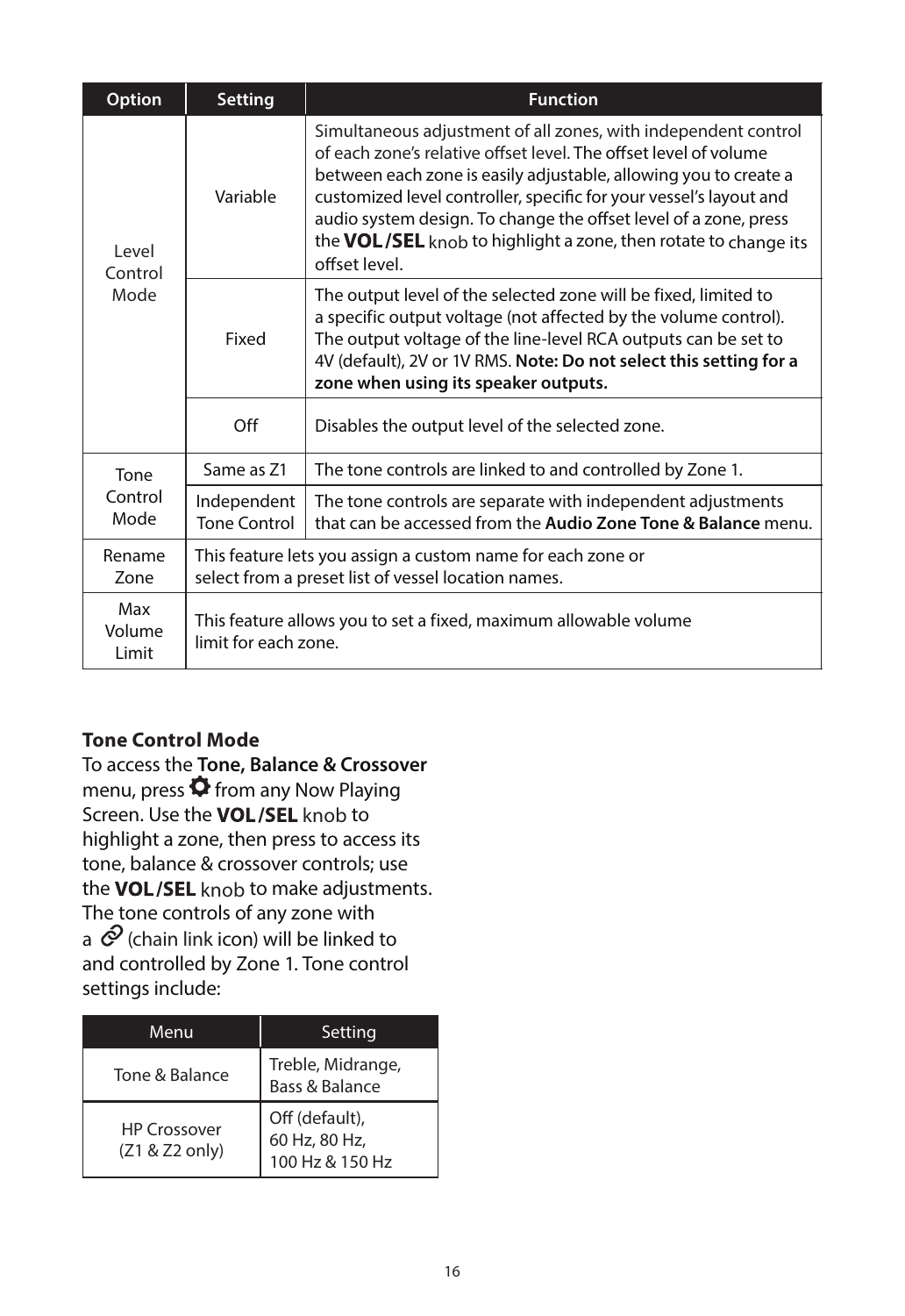| Option | Setting | Function |
|---|---|---|
| Level Control Mode | Variable | Simultaneous adjustment of all zones, with independent control of each zone's relative offset level. The offset level of volume between each zone is easily adjustable, allowing you to create a customized level controller, specific for your vessel's layout and audio system design. To change the offset level of a zone, press the **VOL/SEL** knob to highlight a zone, then rotate to change its offset level. |
| | Fixed | The output level of the selected zone will be fixed, limited to a specific output voltage (not affected by the volume control). The output voltage of the line-level RCA outputs can be set to 4V (default), 2V or 1V RMS. **Note: Do not select this setting for a zone when using its speaker outputs.** |
| | Off | Disables the output level of the selected zone. |
| Tone Control Mode | Same as Z1 | The tone controls are linked to and controlled by Zone 1. |
| | Independent Tone Control | The tone controls are separate with independent adjustments that can be accessed from the **Audio Zone Tone & Balance** menu. |
| Rename Zone | This feature lets you assign a custom name for each zone or select from a preset list of vessel location names. | |
| Max Volume Limit | This feature allows you to set a fixed, maximum allowable volume limit for each zone. | |

**Tone Control Mode**

To access the **Tone, Balance & Crossover** menu, press ⚙ from any Now Playing Screen. Use the **VOL/SEL** knob to highlight a zone, then press to access its tone, balance & crossover controls; use the **VOL/SEL** knob to make adjustments. The tone controls of any zone with a 🔗 (chain link icon) will be linked to and controlled by Zone 1. Tone control settings include:

| Menu | Setting |
|---|---|
| Tone & Balance | Treble, Midrange, Bass & Balance |
| HP Crossover (Z1 & Z2 only) | Off (default), 60 Hz, 80 Hz, 100 Hz & 150 Hz |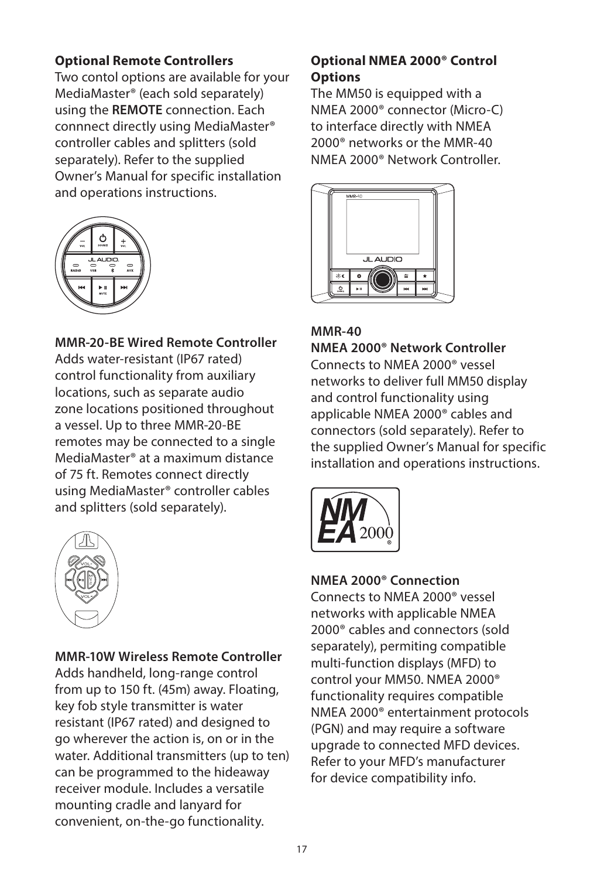**Optional Remote Controllers**

Two contol options are available for your MediaMaster® (each sold separately) using the **REMOTE** connection. Each connnect directly using MediaMaster® controller cables and splitters (sold separately). Refer to the supplied Owner's Manual for specific installation and operations instructions.

**MMR-20-BE Wired Remote Controller**

Adds water-resistant (IP67 rated) control functionality from auxiliary locations, such as separate audio zone locations positioned throughout a vessel. Up to three MMR-20-BE remotes may be connected to a single MediaMaster® at a maximum distance of 75 ft. Remotes connect directly using MediaMaster® controller cables and splitters (sold separately).

**MMR-10W Wireless Remote Controller**

Adds handheld, long-range control from up to 150 ft. (45m) away. Floating, key fob style transmitter is water resistant (IP67 rated) and designed to go wherever the action is, on or in the water. Additional transmitters (up to ten) can be programmed to the hideaway receiver module. Includes a versatile mounting cradle and lanyard for convenient, on-the-go functionality.

**Optional NMEA 2000® Control Options**

The MM50 is equipped with a NMEA 2000® connector (Micro-C) to interface directly with NMEA 2000® networks or the MMR-40 NMEA 2000® Network Controller.

**MMR-40**
**NMEA 2000® Network Controller**

Connects to NMEA 2000® vessel networks to deliver full MM50 display and control functionality using applicable NMEA 2000® cables and connectors (sold separately). Refer to the supplied Owner's Manual for specific installation and operations instructions.

**NMEA 2000® Connection**

Connects to NMEA 2000® vessel networks with applicable NMEA 2000® cables and connectors (sold separately), permiting compatible multi-function displays (MFD) to control your MM50. NMEA 2000® functionality requires compatible NMEA 2000® entertainment protocols (PGN) and may require a software upgrade to connected MFD devices. Refer to your MFD's manufacturer for device compatibility info.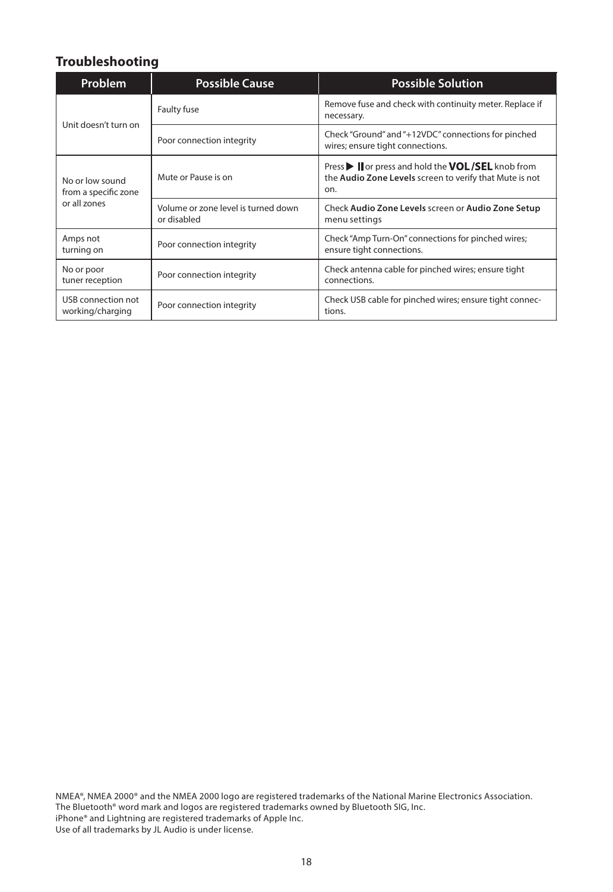## Troubleshooting

| Problem | Possible Cause | Possible Solution |
|---|---|---|
| Unit doesn't turn on | Faulty fuse | Remove fuse and check with continuity meter. Replace if necessary. |
| | Poor connection integrity | Check "Ground" and "+12VDC" connections for pinched wires; ensure tight connections. |
| No or low sound from a specific zone or all zones | Mute or Pause is on | Press ▶ ‖ or press and hold the **VOL/SEL** knob from the **Audio Zone Levels** screen to verify that Mute is not on. |
| | Volume or zone level is turned down or disabled | Check **Audio Zone Levels** screen or **Audio Zone Setup** menu settings |
| Amps not turning on | Poor connection integrity | Check "Amp Turn-On" connections for pinched wires; ensure tight connections. |
| No or poor tuner reception | Poor connection integrity | Check antenna cable for pinched wires; ensure tight connections. |
| USB connection not working/charging | Poor connection integrity | Check USB cable for pinched wires; ensure tight connections. |

NMEA®, NMEA 2000® and the NMEA 2000 logo are registered trademarks of the National Marine Electronics Association.
The Bluetooth® word mark and logos are registered trademarks owned by Bluetooth SIG, Inc.
iPhone® and Lightning are registered trademarks of Apple Inc.
Use of all trademarks by JL Audio is under license.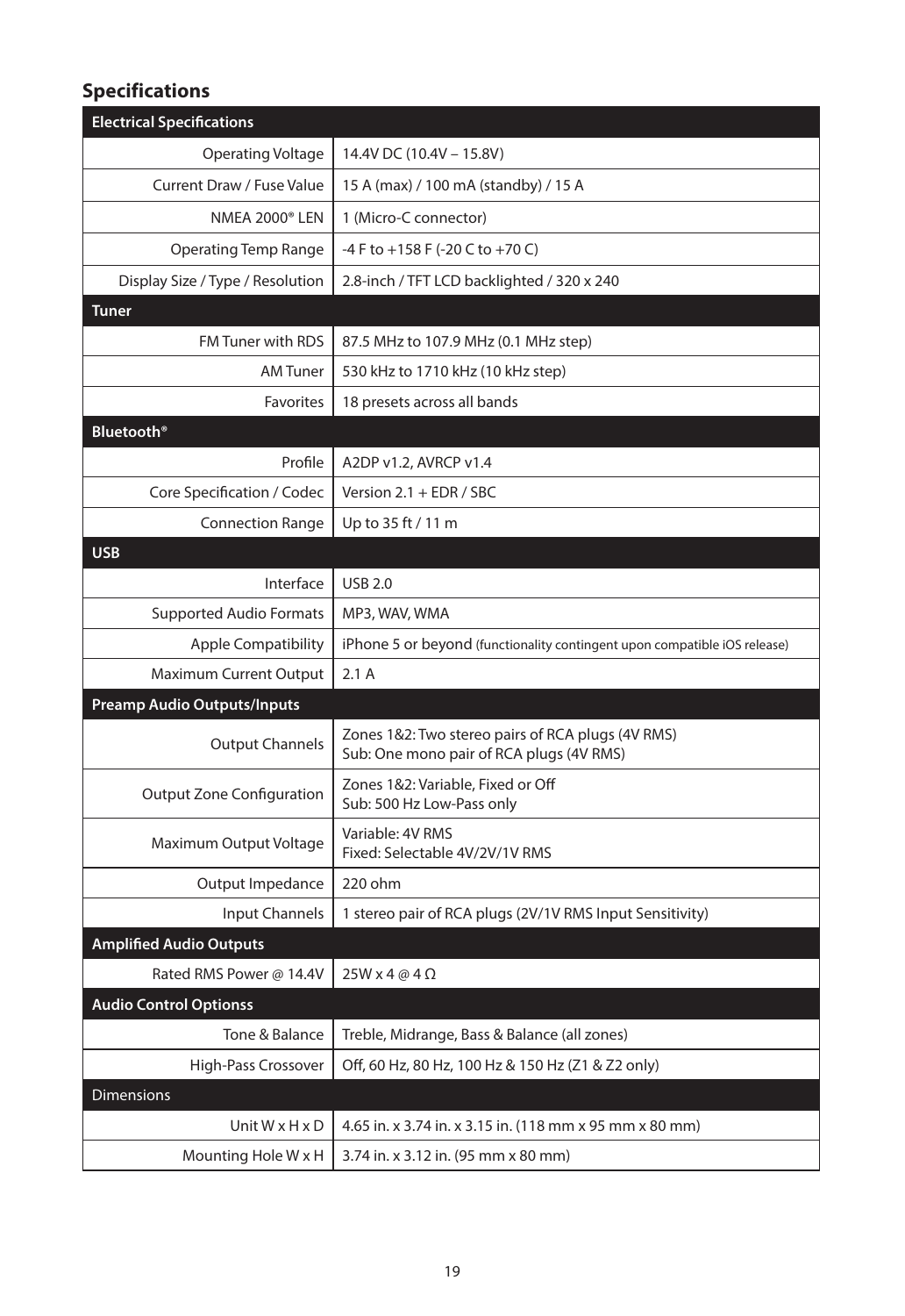## Specifications

| Electrical Specifications | |
|---|---|
| Operating Voltage | 14.4V DC (10.4V – 15.8V) |
| Current Draw / Fuse Value | 15 A (max) / 100 mA (standby) / 15 A |
| NMEA 2000® LEN | 1 (Micro-C connector) |
| Operating Temp Range | -4 F to +158 F (-20 C to +70 C) |
| Display Size / Type / Resolution | 2.8-inch / TFT LCD backlighted / 320 x 240 |
| **Tuner** | |
| FM Tuner with RDS | 87.5 MHz to 107.9 MHz (0.1 MHz step) |
| AM Tuner | 530 kHz to 1710 kHz (10 kHz step) |
| Favorites | 18 presets across all bands |
| **Bluetooth®** | |
| Profile | A2DP v1.2, AVRCP v1.4 |
| Core Specification / Codec | Version 2.1 + EDR / SBC |
| Connection Range | Up to 35 ft / 11 m |
| **USB** | |
| Interface | USB 2.0 |
| Supported Audio Formats | MP3, WAV, WMA |
| Apple Compatibility | iPhone 5 or beyond (functionality contingent upon compatible iOS release) |
| Maximum Current Output | 2.1 A |
| **Preamp Audio Outputs/Inputs** | |
| Output Channels | Zones 1&2: Two stereo pairs of RCA plugs (4V RMS)<br>Sub: One mono pair of RCA plugs (4V RMS) |
| Output Zone Configuration | Zones 1&2: Variable, Fixed or Off<br>Sub: 500 Hz Low-Pass only |
| Maximum Output Voltage | Variable: 4V RMS<br>Fixed: Selectable 4V/2V/1V RMS |
| Output Impedance | 220 ohm |
| Input Channels | 1 stereo pair of RCA plugs (2V/1V RMS Input Sensitivity) |
| **Amplified Audio Outputs** | |
| Rated RMS Power @ 14.4V | 25W x 4 @ 4 Ω |
| **Audio Control Optionss** | |
| Tone & Balance | Treble, Midrange, Bass & Balance (all zones) |
| High-Pass Crossover | Off, 60 Hz, 80 Hz, 100 Hz & 150 Hz (Z1 & Z2 only) |
| **Dimensions** | |
| Unit W x H x D | 4.65 in. x 3.74 in. x 3.15 in. (118 mm x 95 mm x 80 mm) |
| Mounting Hole W x H | 3.74 in. x 3.12 in. (95 mm x 80 mm) |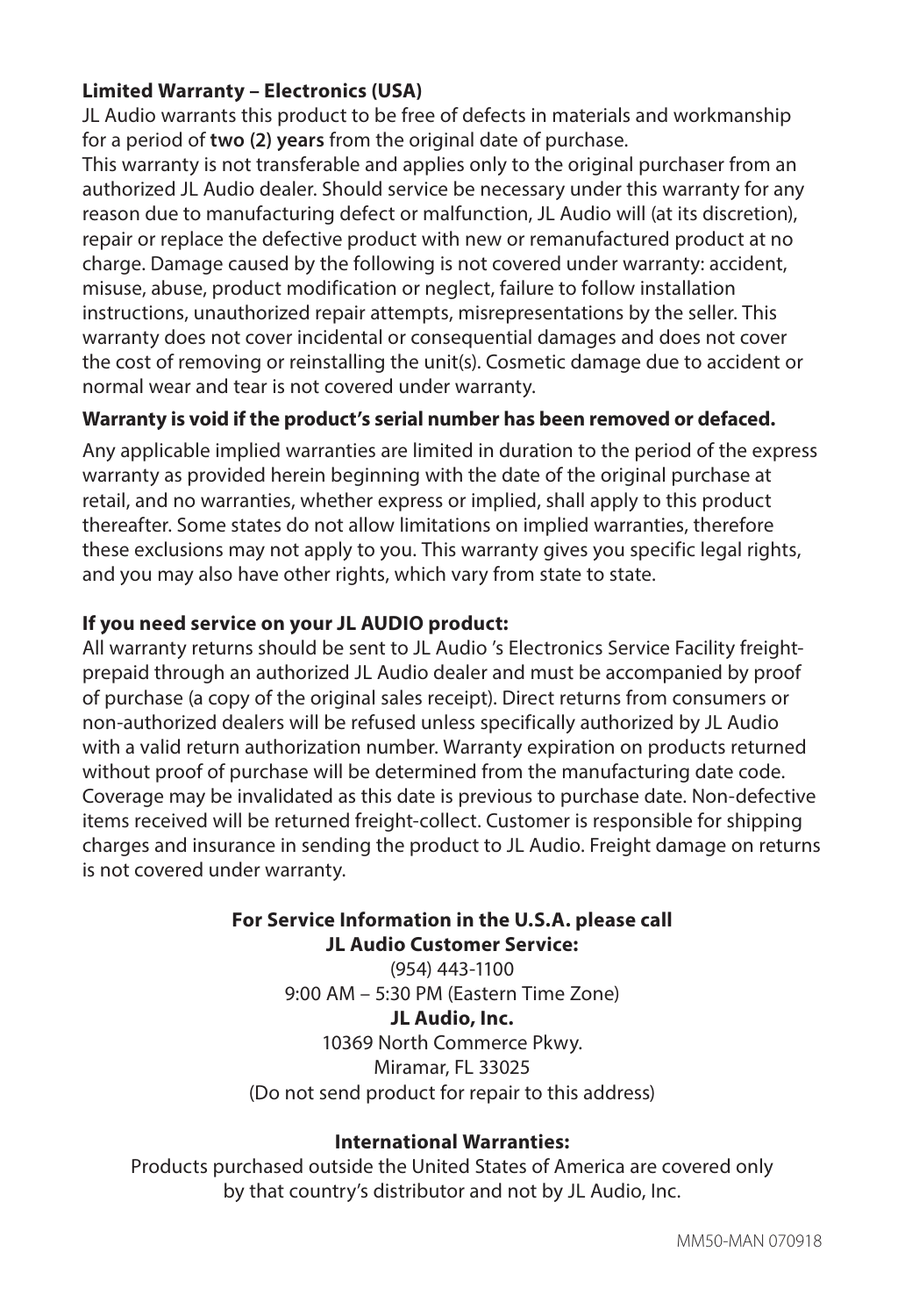**Limited Warranty – Electronics (USA)**

JL Audio warrants this product to be free of defects in materials and workmanship for a period of **two (2) years** from the original date of purchase.

This warranty is not transferable and applies only to the original purchaser from an authorized JL Audio dealer. Should service be necessary under this warranty for any reason due to manufacturing defect or malfunction, JL Audio will (at its discretion), repair or replace the defective product with new or remanufactured product at no charge. Damage caused by the following is not covered under warranty: accident, misuse, abuse, product modification or neglect, failure to follow installation instructions, unauthorized repair attempts, misrepresentations by the seller. This warranty does not cover incidental or consequential damages and does not cover the cost of removing or reinstalling the unit(s). Cosmetic damage due to accident or normal wear and tear is not covered under warranty.

**Warranty is void if the product's serial number has been removed or defaced.**

Any applicable implied warranties are limited in duration to the period of the express warranty as provided herein beginning with the date of the original purchase at retail, and no warranties, whether express or implied, shall apply to this product thereafter. Some states do not allow limitations on implied warranties, therefore these exclusions may not apply to you. This warranty gives you specific legal rights, and you may also have other rights, which vary from state to state.

**If you need service on your JL AUDIO product:**

All warranty returns should be sent to JL Audio 's Electronics Service Facility freight-prepaid through an authorized JL Audio dealer and must be accompanied by proof of purchase (a copy of the original sales receipt). Direct returns from consumers or non-authorized dealers will be refused unless specifically authorized by JL Audio with a valid return authorization number. Warranty expiration on products returned without proof of purchase will be determined from the manufacturing date code. Coverage may be invalidated as this date is previous to purchase date. Non-defective items received will be returned freight-collect. Customer is responsible for shipping charges and insurance in sending the product to JL Audio. Freight damage on returns is not covered under warranty.

**For Service Information in the U.S.A. please call**
**JL Audio Customer Service:**
(954) 443-1100
9:00 AM – 5:30 PM (Eastern Time Zone)
**JL Audio, Inc.**
10369 North Commerce Pkwy.
Miramar, FL 33025
(Do not send product for repair to this address)

**International Warranties:**
Products purchased outside the United States of America are covered only by that country's distributor and not by JL Audio, Inc.

MM50-MAN 070918